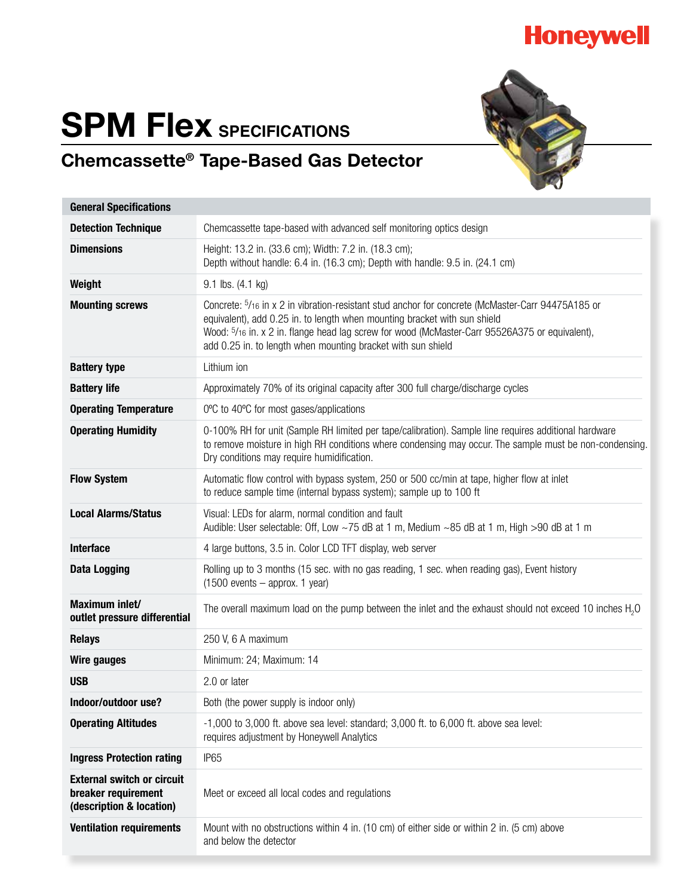Honeywell

# SPM Flex SPECIFICATIONS

## Chemcassette® Tape-Based Gas Detector

| General Specifications | |
|---|---|
| **Detection Technique** | Chemcassette tape-based with advanced self monitoring optics design |
| **Dimensions** | Height: 13.2 in. (33.6 cm); Width: 7.2 in. (18.3 cm); Depth without handle: 6.4 in. (16.3 cm); Depth with handle: 9.5 in. (24.1 cm) |
| **Weight** | 9.1 lbs. (4.1 kg) |
| **Mounting screws** | Concrete: 5/16 in x 2 in vibration-resistant stud anchor for concrete (McMaster-Carr 94475A185 or equivalent), add 0.25 in. to length when mounting bracket with sun shield<br>Wood: 5/16 in. x 2 in. flange head lag screw for wood (McMaster-Carr 95526A375 or equivalent), add 0.25 in. to length when mounting bracket with sun shield |
| **Battery type** | Lithium ion |
| **Battery life** | Approximately 70% of its original capacity after 300 full charge/discharge cycles |
| **Operating Temperature** | 0ºC to 40ºC for most gases/applications |
| **Operating Humidity** | 0-100% RH for unit (Sample RH limited per tape/calibration). Sample line requires additional hardware to remove moisture in high RH conditions where condensing may occur. The sample must be non-condensing. Dry conditions may require humidification. |
| **Flow System** | Automatic flow control with bypass system, 250 or 500 cc/min at tape, higher flow at inlet to reduce sample time (internal bypass system); sample up to 100 ft |
| **Local Alarms/Status** | Visual: LEDs for alarm, normal condition and fault<br>Audible: User selectable: Off, Low ~75 dB at 1 m, Medium ~85 dB at 1 m, High >90 dB at 1 m |
| **Interface** | 4 large buttons, 3.5 in. Color LCD TFT display, web server |
| **Data Logging** | Rolling up to 3 months (15 sec. with no gas reading, 1 sec. when reading gas), Event history (1500 events – approx. 1 year) |
| **Maximum inlet/ outlet pressure differential** | The overall maximum load on the pump between the inlet and the exhaust should not exceed 10 inches $H_2O$ |
| **Relays** | 250 V, 6 A maximum |
| **Wire gauges** | Minimum: 24; Maximum: 14 |
| **USB** | 2.0 or later |
| **Indoor/outdoor use?** | Both (the power supply is indoor only) |
| **Operating Altitudes** | -1,000 to 3,000 ft. above sea level: standard; 3,000 ft. to 6,000 ft. above sea level: requires adjustment by Honeywell Analytics |
| **Ingress Protection rating** | IP65 |
| **External switch or circuit breaker requirement (description & location)** | Meet or exceed all local codes and regulations |
| **Ventilation requirements** | Mount with no obstructions within 4 in. (10 cm) of either side or within 2 in. (5 cm) above and below the detector |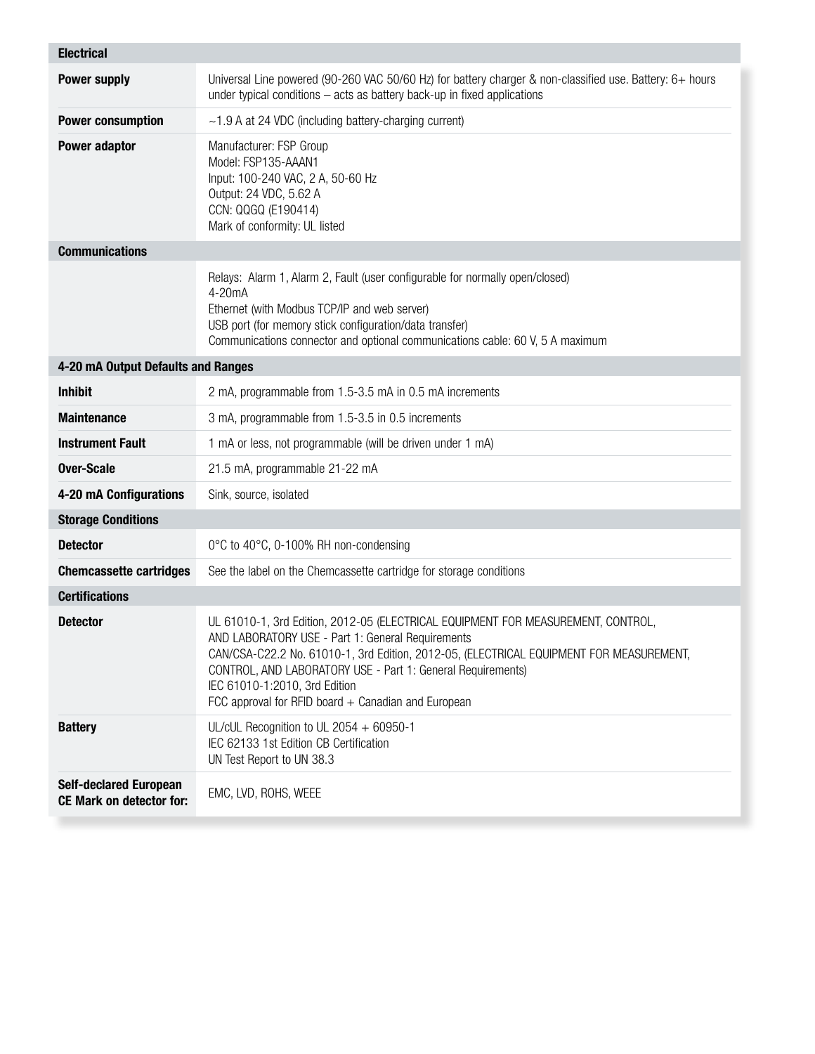| **Electrical** | |
|---|---|
| **Power supply** | Universal Line powered (90-260 VAC 50/60 Hz) for battery charger & non-classified use. Battery: 6+ hours under typical conditions – acts as battery back-up in fixed applications |
| **Power consumption** | ~1.9 A at 24 VDC (including battery-charging current) |
| **Power adaptor** | Manufacturer: FSP Group<br>Model: FSP135-AAAN1<br>Input: 100-240 VAC, 2 A, 50-60 Hz<br>Output: 24 VDC, 5.62 A<br>CCN: QQGQ (E190414)<br>Mark of conformity: UL listed |
| **Communications** | |
| | Relays: Alarm 1, Alarm 2, Fault (user configurable for normally open/closed)<br>4-20mA<br>Ethernet (with Modbus TCP/IP and web server)<br>USB port (for memory stick configuration/data transfer)<br>Communications connector and optional communications cable: 60 V, 5 A maximum |
| **4-20 mA Output Defaults and Ranges** | |
| **Inhibit** | 2 mA, programmable from 1.5-3.5 mA in 0.5 mA increments |
| **Maintenance** | 3 mA, programmable from 1.5-3.5 in 0.5 increments |
| **Instrument Fault** | 1 mA or less, not programmable (will be driven under 1 mA) |
| **Over-Scale** | 21.5 mA, programmable 21-22 mA |
| **4-20 mA Configurations** | Sink, source, isolated |
| **Storage Conditions** | |
| **Detector** | 0°C to 40°C, 0-100% RH non-condensing |
| **Chemcassette cartridges** | See the label on the Chemcassette cartridge for storage conditions |
| **Certifications** | |
| **Detector** | UL 61010-1, 3rd Edition, 2012-05 (ELECTRICAL EQUIPMENT FOR MEASUREMENT, CONTROL, AND LABORATORY USE - Part 1: General Requirements<br>CAN/CSA-C22.2 No. 61010-1, 3rd Edition, 2012-05, (ELECTRICAL EQUIPMENT FOR MEASUREMENT, CONTROL, AND LABORATORY USE - Part 1: General Requirements)<br>IEC 61010-1:2010, 3rd Edition<br>FCC approval for RFID board + Canadian and European |
| **Battery** | UL/cUL Recognition to UL 2054 + 60950-1<br>IEC 62133 1st Edition CB Certification<br>UN Test Report to UN 38.3 |
| **Self-declared European CE Mark on detector for:** | EMC, LVD, ROHS, WEEE |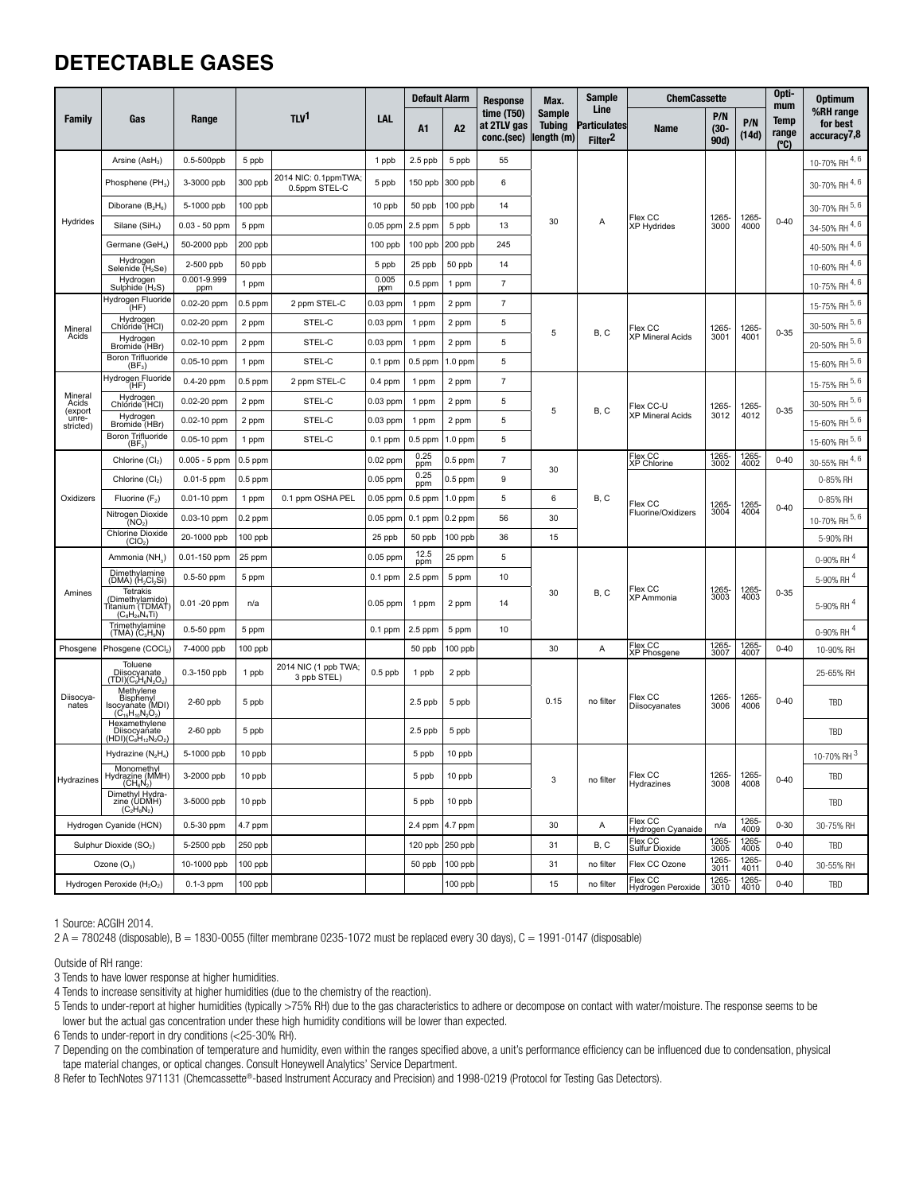# DETECTABLE GASES

| Family | Gas | Range | TLV[1] | | LAL | Default Alarm | | Response time (T50) at 2TLV gas conc.(sec) | Max. Sample Tubing length (m) | Sample Line Particulates Filter[2] | ChemCassette | | | Optimum Temp range (°C) | Optimum %RH range for best accuracy[7,8] |
|---|---|---|---|---|---|---|---|---|---|---|---|---|---|---|---|
| | | | | | | A1 | A2 | | | | Name | P/N (30-90d) | P/N (14d) | | |
| Hydrides | Arsine ($AsH_3$) | 0.5-500ppb | 5 ppb | | 1 ppb | 2.5 ppb | 5 ppb | 55 | 30 | A | Flex CC XP Hydrides | 1265-3000 | 1265-4000 | 0-40 | 10-70% RH [4, 6] |
| | Phosphene ($PH_3$) | 3-3000 ppb | 300 ppb | 2014 NIC: 0.1ppmTWA; 0.5ppm STEL-C | 5 ppb | 150 ppb | 300 ppb | 6 | | | | | | | 30-70% RH [4, 6] |
| | Diborane ($B_2H_6$) | 5-1000 ppb | 100 ppb | | 10 ppb | 50 ppb | 100 ppb | 14 | | | | | | | 30-70% RH [5, 6] |
| | Silane ($SiH_4$) | 0.03 - 50 ppm | 5 ppm | | 0.05 ppm | 2.5 ppm | 5 ppb | 13 | | | | | | | 34-50% RH [4, 6] |
| | Germane ($GeH_4$) | 50-2000 ppb | 200 ppb | | 100 ppb | 100 ppb | 200 ppb | 245 | | | | | | | 40-50% RH [4, 6] |
| | Hydrogen Selenide ($H_2Se$) | 2-500 ppb | 50 ppb | | 5 ppb | 25 ppb | 50 ppb | 14 | | | | | | | 10-60% RH [4, 6] |
| | Hydrogen Sulphide ($H_2S$) | 0.001-9.999 ppm | 1 ppm | | 0.005 ppm | 0.5 ppm | 1 ppm | 7 | | | | | | | 10-75% RH [4, 6] |
| Mineral Acids | Hydrogen Fluoride (HF) | 0.02-20 ppm | 0.5 ppm | 2 ppm STEL-C | 0.03 ppm | 1 ppm | 2 ppm | 7 | 5 | B, C | Flex CC XP Mineral Acids | 1265-3001 | 1265-4001 | 0-35 | 15-75% RH [5, 6] |
| | Hydrogen Chloride (HCl) | 0.02-20 ppm | 2 ppm | STEL-C | 0.03 ppm | 1 ppm | 2 ppm | 5 | | | | | | | 30-50% RH [5, 6] |
| | Hydrogen Bromide (HBr) | 0.02-10 ppm | 2 ppm | STEL-C | 0.03 ppm | 1 ppm | 2 ppm | 5 | | | | | | | 20-50% RH [5, 6] |
| | Boron Trifluoride ($BF_3$) | 0.05-10 ppm | 1 ppm | STEL-C | 0.1 ppm | 0.5 ppm | 1.0 ppm | 5 | | | | | | | 15-60% RH [5, 6] |
| Mineral Acids (export unrestricted) | Hydrogen Fluoride (HF) | 0.4-20 ppm | 0.5 ppm | 2 ppm STEL-C | 0.4 ppm | 1 ppm | 2 ppm | 7 | 5 | B, C | Flex CC-U XP Mineral Acids | 1265-3012 | 1265-4012 | 0-35 | 15-75% RH [5, 6] |
| | Hydrogen Chloride (HCl) | 0.02-20 ppm | 2 ppm | STEL-C | 0.03 ppm | 1 ppm | 2 ppm | 5 | | | | | | | 30-50% RH [5, 6] |
| | Hydrogen Bromide (HBr) | 0.02-10 ppm | 2 ppm | STEL-C | 0.03 ppm | 1 ppm | 2 ppm | 5 | | | | | | | 15-60% RH [5, 6] |
| | Boron Trifluoride ($BF_3$) | 0.05-10 ppm | 1 ppm | STEL-C | 0.1 ppm | 0.5 ppm | 1.0 ppm | 5 | | | | | | | 15-60% RH [5, 6] |
| Oxidizers | Chlorine ($Cl_2$) | 0.005 - 5 ppm | 0.5 ppm | | 0.02 ppm | 0.25 ppm | 0.5 ppm | 7 | 30 | B, C | Flex CC XP Chlorine | 1265-3002 | 1265-4002 | 0-40 | 30-55% RH [4, 6] |
| | Chlorine ($Cl_2$) | 0.01-5 ppm | 0.5 ppm | | 0.05 ppm | 0.25 ppm | 0.5 ppm | 9 | | | Flex CC Fluorine/Oxidizers | 1265-3004 | 1265-4004 | 0-40 | 0-85% RH |
| | Fluorine ($F_2$) | 0.01-10 ppm | 1 ppm | 0.1 ppm OSHA PEL | 0.05 ppm | 0.5 ppm | 1.0 ppm | 5 | 6 | | | | | | 0-85% RH |
| | Nitrogen Dioxide ($NO_2$) | 0.03-10 ppm | 0.2 ppm | | 0.05 ppm | 0.1 ppm | 0.2 ppm | 56 | 30 | | | | | | 10-70% RH [5, 6] |
| | Chlorine Dioxide ($ClO_2$) | 20-1000 ppb | 100 ppb | | 25 ppb | 50 ppb | 100 ppb | 36 | 15 | | | | | | 5-90% RH |
| Amines | Ammonia ($NH_3$) | 0.01-150 ppm | 25 ppm | | 0.05 ppm | 12.5 ppm | 25 ppm | 5 | 30 | B, C | Flex CC XP Ammonia | 1265-3003 | 1265-4003 | 0-35 | 0-90% RH [4] |
| | Dimethylamine (DMA) ($H_2Cl_2Si$) | 0.5-50 ppm | 5 ppm | | 0.1 ppm | 2.5 ppm | 5 ppm | 10 | | | | | | | 5-90% RH [4] |
| | Tetrakis (Dimethylamido) Titanium (TDMAT) ($C_8H_{24}N_4Ti$) | 0.01 -20 ppm | n/a | | 0.05 ppm | 1 ppm | 2 ppm | 14 | | | | | | | 5-90% RH [4] |
| | Trimethylamine (TMA) ($C_3H_9N$) | 0.5-50 ppm | 5 ppm | | 0.1 ppm | 2.5 ppm | 5 ppm | 10 | | | | | | | 0-90% RH [4] |
| Phosgene | Phosgene ($COCl_2$) | 7-4000 ppb | 100 ppb | | | 50 ppb | 100 ppb | | 30 | A | Flex CC XP Phosgene | 1265-3007 | 1265-4007 | 0-40 | 10-90% RH |
| Diisocyanates | Toluene Diisocyanate (TDI)($C_9H_6N_2O_2$) | 0.3-150 ppb | 1 ppb | 2014 NIC (1 ppb TWA; 3 ppb STEL) | 0.5 ppb | 1 ppb | 2 ppb | | 0.15 | no filter | Flex CC Diisocyanates | 1265-3006 | 1265-4006 | 0-40 | 25-65% RH |
| | Methylene Bisphenyl Isocyanate (MDI) ($C_{15}H_{10}N_2O_2$) | 2-60 ppb | 5 ppb | | | 2.5 ppb | 5 ppb | | | | | | | | TBD |
| | Hexamethylene Diisocyanate (HDI)($C_8H_{12}N_2O_2$) | 2-60 ppb | 5 ppb | | | 2.5 ppb | 5 ppb | | | | | | | | TBD |
| Hydrazines | Hydrazine ($N_2H_4$) | 5-1000 ppb | 10 ppb | | | 5 ppb | 10 ppb | | 3 | no filter | Flex CC Hydrazines | 1265-3008 | 1265-4008 | 0-40 | 10-70% RH [3] |
| | Monomethyl Hydrazine (MMH) ($CH_6N_2$) | 3-2000 ppb | 10 ppb | | | 5 ppb | 10 ppb | | | | | | | | TBD |
| | Dimethyl Hydrazine (UDMH) ($C_2H_8N_2$) | 3-5000 ppb | 10 ppb | | | 5 ppb | 10 ppb | | | | | | | | TBD |
| Hydrogen Cyanide (HCN) | | 0.5-30 ppm | 4.7 ppm | | | 2.4 ppm | 4.7 ppm | | 30 | A | Flex CC Hydrogen Cyanaide | n/a | 1265-4009 | 0-30 | 30-75% RH |
| Sulphur Dioxide ($SO_2$) | | 5-2500 ppb | 250 ppb | | | 120 ppb | 250 ppb | | 31 | B, C | Flex CC Sulfur Dioxide | 1265-3005 | 1265-4005 | 0-40 | TBD |
| Ozone ($O_3$) | | 10-1000 ppb | 100 ppb | | | 50 ppb | 100 ppb | | 31 | no filter | Flex CC Ozone | 1265-3011 | 1265-4011 | 0-40 | 30-55% RH |
| Hydrogen Peroxide ($H_2O_2$) | | 0.1-3 ppm | 100 ppb | | | | 100 ppb | | 15 | no filter | Flex CC Hydrogen Peroxide | 1265-3010 | 1265-4010 | 0-40 | TBD |

1 Source: ACGIH 2014.

2 A = 780248 (disposable), B = 1830-0055 (filter membrane 0235-1072 must be replaced every 30 days), C = 1991-0147 (disposable)

Outside of RH range:

3 Tends to have lower response at higher humidities.

4 Tends to increase sensitivity at higher humidities (due to the chemistry of the reaction).

5 Tends to under-report at higher humidities (typically >75% RH) due to the gas characteristics to adhere or decompose on contact with water/moisture. The response seems to be lower but the actual gas concentration under these high humidity conditions will be lower than expected.

6 Tends to under-report in dry conditions (<25-30% RH).

7 Depending on the combination of temperature and humidity, even within the ranges specified above, a unit's performance efficiency can be influenced due to condensation, physical tape material changes, or optical changes. Consult Honeywell Analytics' Service Department.

8 Refer to TechNotes 971131 (Chemcassette®-based Instrument Accuracy and Precision) and 1998-0219 (Protocol for Testing Gas Detectors).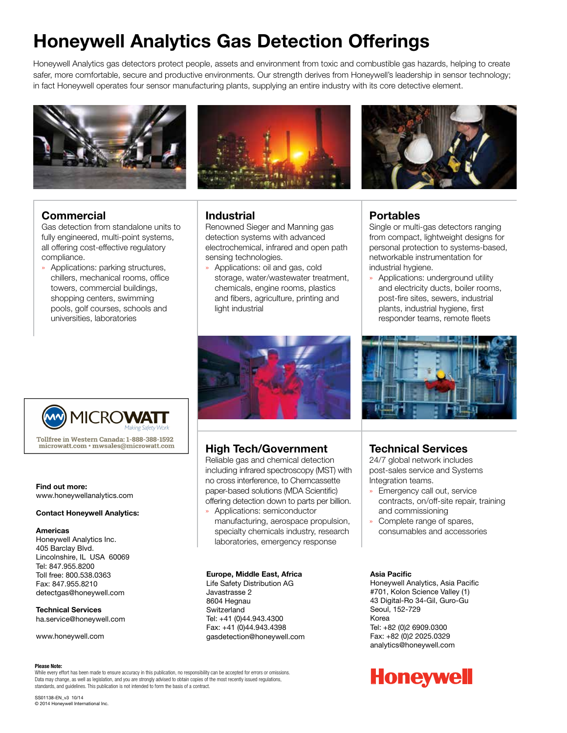# Honeywell Analytics Gas Detection Offerings

Honeywell Analytics gas detectors protect people, assets and environment from toxic and combustible gas hazards, helping to create safer, more comfortable, secure and productive environments. Our strength derives from Honeywell's leadership in sensor technology; in fact Honeywell operates four sensor manufacturing plants, supplying an entire industry with its core detective element.

## Commercial

Gas detection from standalone units to fully engineered, multi-point systems, all offering cost-effective regulatory compliance.

- Applications: parking structures, chillers, mechanical rooms, office towers, commercial buildings, shopping centers, swimming pools, golf courses, schools and universities, laboratories

## Industrial

Renowned Sieger and Manning gas detection systems with advanced electrochemical, infrared and open path sensing technologies.

- Applications: oil and gas, cold storage, water/wastewater treatment, chemicals, engine rooms, plastics and fibers, agriculture, printing and light industrial

## Portables

Single or multi-gas detectors ranging from compact, lightweight designs for personal protection to systems-based, networkable instrumentation for industrial hygiene.

- Applications: underground utility and electricity ducts, boiler rooms, post-fire sites, sewers, industrial plants, industrial hygiene, first responder teams, remote fleets

MICROWATT
*Making Safety Work*
Tollfree in Western Canada: 1-888-388-1592
microwatt.com • mwsales@microwatt.com

## High Tech/Government

Reliable gas and chemical detection including infrared spectroscopy (MST) with no cross interference, to Chemcassette paper-based solutions (MDA Scientific) offering detection down to parts per billion.

- Applications: semiconductor manufacturing, aerospace propulsion, specialty chemicals industry, research laboratories, emergency response

## Technical Services

24/7 global network includes post-sales service and Systems Integration teams.

- Emergency call out, service contracts, on/off-site repair, training and commissioning
- Complete range of spares, consumables and accessories

**Find out more:**
www.honeywellanalytics.com

**Contact Honeywell Analytics:**

**Americas**
Honeywell Analytics Inc.
405 Barclay Blvd.
Lincolnshire, IL USA 60069
Tel: 847.955.8200
Toll free: 800.538.0363
Fax: 847.955.8210
detectgas@honeywell.com

**Technical Services**
ha.service@honeywell.com

www.honeywell.com

**Europe, Middle East, Africa**
Life Safety Distribution AG
Javastrasse 2
8604 Hegnau
Switzerland
Tel: +41 (0)44.943.4300
Fax: +41 (0)44.943.4398
gasdetection@honeywell.com

**Asia Pacific**
Honeywell Analytics, Asia Pacific
#701, Kolon Science Valley (1)
43 Digital-Ro 34-Gil, Guro-Gu
Seoul, 152-729
Korea
Tel: +82 (0)2 6909.0300
Fax: +82 (0)2 2025.0329
analytics@honeywell.com

**Please Note:**
While every effort has been made to ensure accuracy in this publication, no responsibility can be accepted for errors or omissions. Data may change, as well as legislation, and you are strongly advised to obtain copies of the most recently issued regulations, standards, and guidelines. This publication is not intended to form the basis of a contract.

SS01138-EN_v3 10/14
© 2014 Honeywell International Inc.

Honeywell